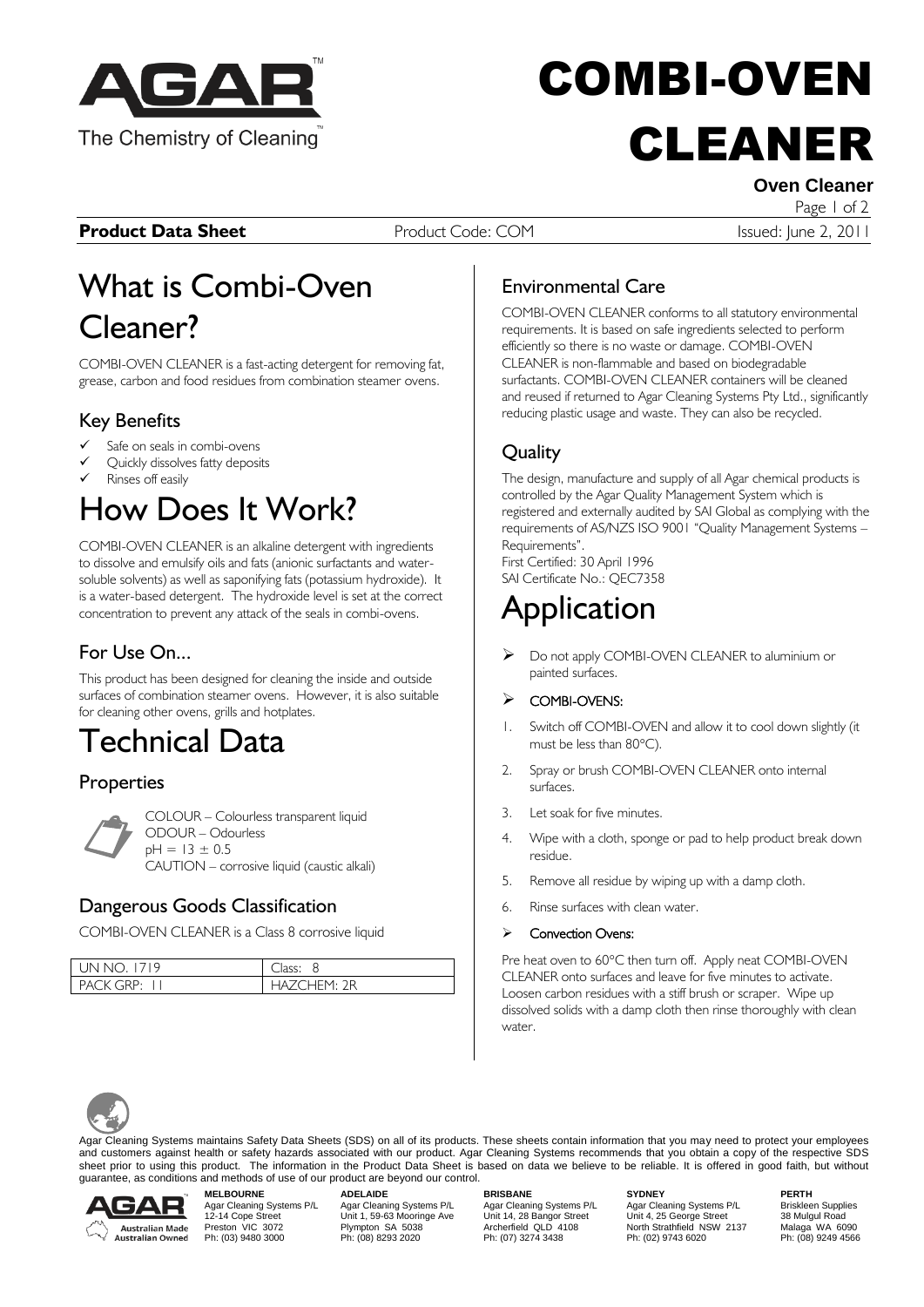# COMBI-OVEN CLEANER

**Oven Cleaner**

**Product Data Sheet** Product Code: COM Issued: June 2, 2011

# What is Combi-Oven Cleaner?

COMBI-OVEN CLEANER is a fast-acting detergent for removing fat, grease, carbon and food residues from combination steamer ovens.

## Key Benefits

- ✓ Safe on seals in combi-ovens
- ✓ Quickly dissolves fatty deposits
- ✓ Rinses off easily

# How Does It Work?

COMBI-OVEN CLEANER is an alkaline detergent with ingredients to dissolve and emulsify oils and fats (anionic surfactants and water-soluble solvents) as well as saponifying fats (potassium hydroxide). It is a water-based detergent. The hydroxide level is set at the correct concentration to prevent any attack of the seals in combi-ovens.

## For Use On...

This product has been designed for cleaning the inside and outside surfaces of combination steamer ovens. However, it is also suitable for cleaning other ovens, grills and hotplates.

# Technical Data

## Properties

COLOUR – Colourless transparent liquid
ODOUR – Odourless
pH = 13 ± 0.5
CAUTION – corrosive liquid (caustic alkali)

## Dangerous Goods Classification

COMBI-OVEN CLEANER is a Class 8 corrosive liquid

| UN NO. 1719 | Class: 8 |
|---|---|
| PACK GRP: II | HAZCHEM: 2R |

## Environmental Care

COMBI-OVEN CLEANER conforms to all statutory environmental requirements. It is based on safe ingredients selected to perform efficiently so there is no waste or damage. COMBI-OVEN CLEANER is non-flammable and based on biodegradable surfactants. COMBI-OVEN CLEANER containers will be cleaned and reused if returned to Agar Cleaning Systems Pty Ltd., significantly reducing plastic usage and waste. They can also be recycled.

## Quality

The design, manufacture and supply of all Agar chemical products is controlled by the Agar Quality Management System which is registered and externally audited by SAI Global as complying with the requirements of AS/NZS ISO 9001 "Quality Management Systems – Requirements".
First Certified: 30 April 1996
SAI Certificate No.: QEC7358

# Application

- Do not apply COMBI-OVEN CLEANER to aluminium or painted surfaces.
- COMBI-OVENS:

1. Switch off COMBI-OVEN and allow it to cool down slightly (it must be less than 80°C).
2. Spray or brush COMBI-OVEN CLEANER onto internal surfaces.
3. Let soak for five minutes.
4. Wipe with a cloth, sponge or pad to help product break down residue.
5. Remove all residue by wiping up with a damp cloth.
6. Rinse surfaces with clean water.

- Convection Ovens:

Pre heat oven to 60°C then turn off. Apply neat COMBI-OVEN CLEANER onto surfaces and leave for five minutes to activate. Loosen carbon residues with a stiff brush or scraper. Wipe up dissolved solids with a damp cloth then rinse thoroughly with clean water.

Agar Cleaning Systems maintains Safety Data Sheets (SDS) on all of its products. These sheets contain information that you may need to protect your employees and customers against health or safety hazards associated with our product. Agar Cleaning Systems recommends that you obtain a copy of the respective SDS sheet prior to using this product. The information in the Product Data Sheet is based on data we believe to be reliable. It is offered in good faith, but without guarantee, as conditions and methods of use of our product are beyond our control.

Australian Made Australian Owned

| MELBOURNE | ADELAIDE | BRISBANE | SYDNEY | PERTH |
|---|---|---|---|---|
| Agar Cleaning Systems P/L | Agar Cleaning Systems P/L | Agar Cleaning Systems P/L | Agar Cleaning Systems P/L | Briskleen Supplies |
| 12-14 Cope Street | Unit 1, 59-63 Mooringe Ave | Unit 14, 28 Bangor Street | Unit 4, 25 George Street | 38 Mulgul Road |
| Preston VIC 3072 | Plympton SA 5038 | Archerfield QLD 4108 | North Strathfield NSW 2137 | Malaga WA 6090 |
| Ph: (03) 9480 3000 | Ph: (08) 8293 2020 | Ph: (07) 3274 3438 | Ph: (02) 9743 6020 | Ph: (08) 9249 4566 |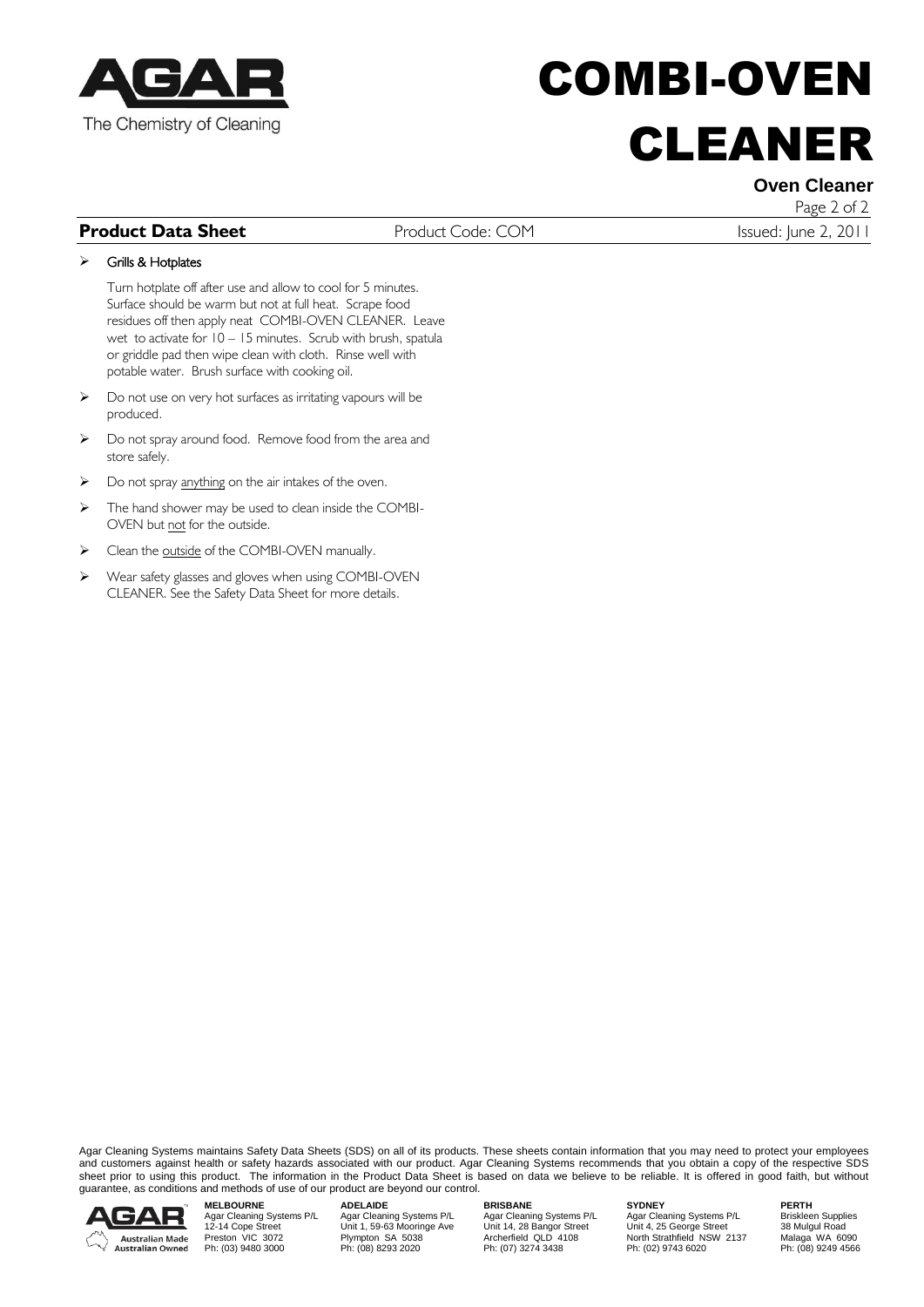- **Grills & Hotplates**

  Turn hotplate off after use and allow to cool for 5 minutes. Surface should be warm but not at full heat. Scrape food residues off then apply neat COMBI-OVEN CLEANER. Leave wet to activate for 10 – 15 minutes. Scrub with brush, spatula or griddle pad then wipe clean with cloth. Rinse well with potable water. Brush surface with cooking oil.

- Do not use on very hot surfaces as irritating vapours will be produced.
- Do not spray around food. Remove food from the area and store safely.
- Do not spray anything on the air intakes of the oven.
- The hand shower may be used to clean inside the COMBI-OVEN but not for the outside.
- Clean the outside of the COMBI-OVEN manually.
- Wear safety glasses and gloves when using COMBI-OVEN CLEANER. See the Safety Data Sheet for more details.

Agar Cleaning Systems maintains Safety Data Sheets (SDS) on all of its products. These sheets contain information that you may need to protect your employees and customers against health or safety hazards associated with our product. Agar Cleaning Systems recommends that you obtain a copy of the respective SDS sheet prior to using this product. The information in the Product Data Sheet is based on data we believe to be reliable. It is offered in good faith, but without guarantee, as conditions and methods of use of our product are beyond our control.

Australian Made
Australian Owned

| MELBOURNE | ADELAIDE | BRISBANE | SYDNEY | PERTH |
|---|---|---|---|---|
| Agar Cleaning Systems P/L | Agar Cleaning Systems P/L | Agar Cleaning Systems P/L | Agar Cleaning Systems P/L | Briskleen Supplies |
| 12-14 Cope Street | Unit 1, 59-63 Mooringe Ave | Unit 14, 28 Bangor Street | Unit 4, 25 George Street | 38 Mulgul Road |
| Preston VIC 3072 | Plympton SA 5038 | Archerfield QLD 4108 | North Strathfield NSW 2137 | Malaga WA 6090 |
| Ph: (03) 9480 3000 | Ph: (08) 8293 2020 | Ph: (07) 3274 3438 | Ph: (02) 9743 6020 | Ph: (08) 9249 4566 |